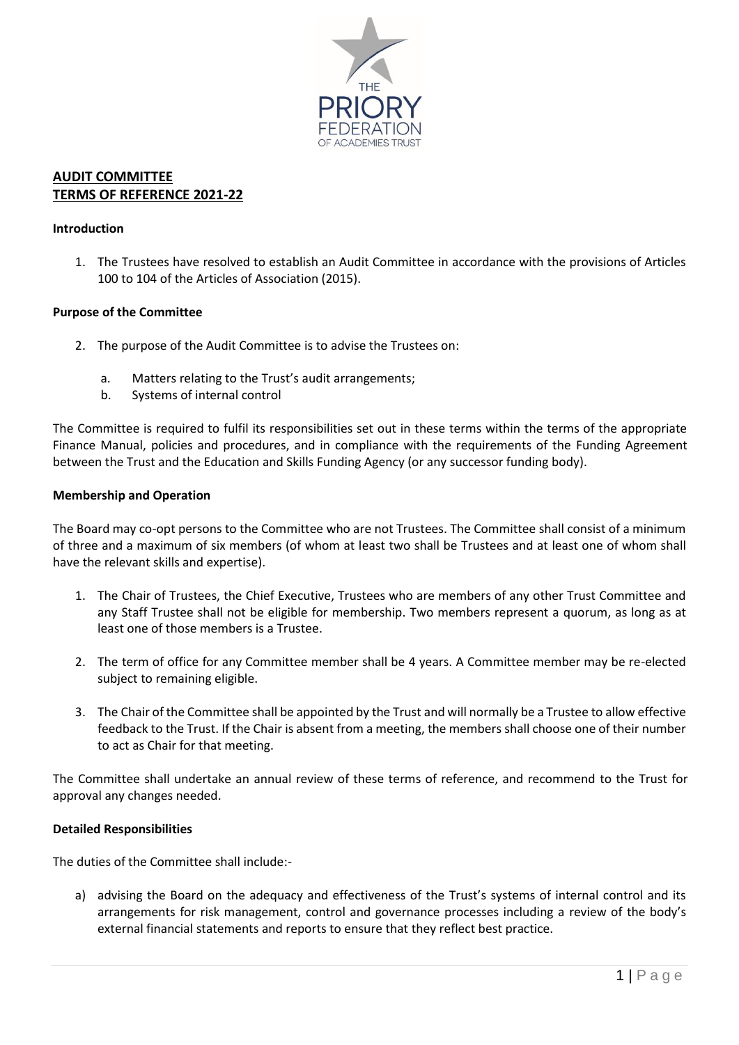## AUDIT COMMITTEE
## TERMS OF REFERENCE 2021-22

### Introduction

1. The Trustees have resolved to establish an Audit Committee in accordance with the provisions of Articles 100 to 104 of the Articles of Association (2015).

### Purpose of the Committee

2. The purpose of the Audit Committee is to advise the Trustees on:

   a. Matters relating to the Trust's audit arrangements;
   b. Systems of internal control

The Committee is required to fulfil its responsibilities set out in these terms within the terms of the appropriate Finance Manual, policies and procedures, and in compliance with the requirements of the Funding Agreement between the Trust and the Education and Skills Funding Agency (or any successor funding body).

### Membership and Operation

The Board may co-opt persons to the Committee who are not Trustees. The Committee shall consist of a minimum of three and a maximum of six members (of whom at least two shall be Trustees and at least one of whom shall have the relevant skills and expertise).

1. The Chair of Trustees, the Chief Executive, Trustees who are members of any other Trust Committee and any Staff Trustee shall not be eligible for membership. Two members represent a quorum, as long as at least one of those members is a Trustee.

2. The term of office for any Committee member shall be 4 years. A Committee member may be re-elected subject to remaining eligible.

3. The Chair of the Committee shall be appointed by the Trust and will normally be a Trustee to allow effective feedback to the Trust. If the Chair is absent from a meeting, the members shall choose one of their number to act as Chair for that meeting.

The Committee shall undertake an annual review of these terms of reference, and recommend to the Trust for approval any changes needed.

### Detailed Responsibilities

The duties of the Committee shall include:-

a) advising the Board on the adequacy and effectiveness of the Trust's systems of internal control and its arrangements for risk management, control and governance processes including a review of the body's external financial statements and reports to ensure that they reflect best practice.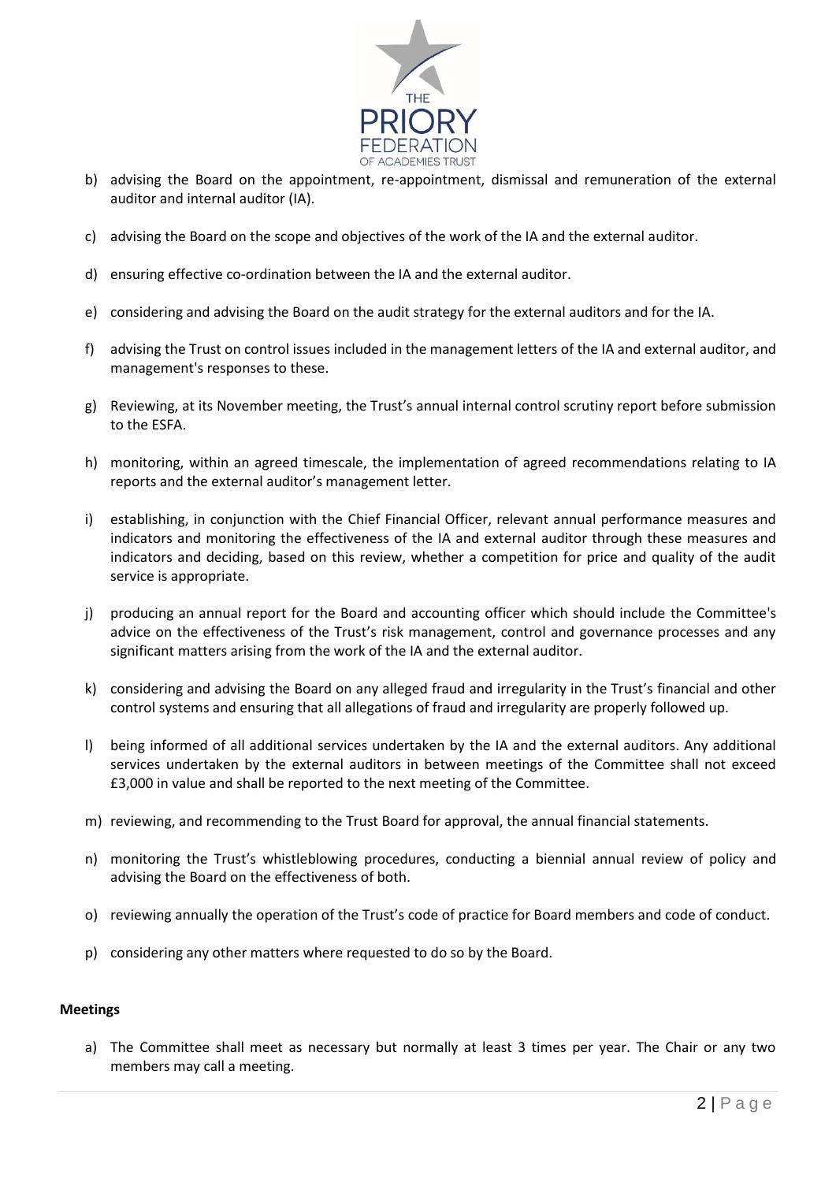b) advising the Board on the appointment, re-appointment, dismissal and remuneration of the external auditor and internal auditor (IA).

c) advising the Board on the scope and objectives of the work of the IA and the external auditor.

d) ensuring effective co-ordination between the IA and the external auditor.

e) considering and advising the Board on the audit strategy for the external auditors and for the IA.

f) advising the Trust on control issues included in the management letters of the IA and external auditor, and management's responses to these.

g) Reviewing, at its November meeting, the Trust's annual internal control scrutiny report before submission to the ESFA.

h) monitoring, within an agreed timescale, the implementation of agreed recommendations relating to IA reports and the external auditor's management letter.

i) establishing, in conjunction with the Chief Financial Officer, relevant annual performance measures and indicators and monitoring the effectiveness of the IA and external auditor through these measures and indicators and deciding, based on this review, whether a competition for price and quality of the audit service is appropriate.

j) producing an annual report for the Board and accounting officer which should include the Committee's advice on the effectiveness of the Trust's risk management, control and governance processes and any significant matters arising from the work of the IA and the external auditor.

k) considering and advising the Board on any alleged fraud and irregularity in the Trust's financial and other control systems and ensuring that all allegations of fraud and irregularity are properly followed up.

l) being informed of all additional services undertaken by the IA and the external auditors. Any additional services undertaken by the external auditors in between meetings of the Committee shall not exceed £3,000 in value and shall be reported to the next meeting of the Committee.

m) reviewing, and recommending to the Trust Board for approval, the annual financial statements.

n) monitoring the Trust's whistleblowing procedures, conducting a biennial annual review of policy and advising the Board on the effectiveness of both.

o) reviewing annually the operation of the Trust's code of practice for Board members and code of conduct.

p) considering any other matters where requested to do so by the Board.

**Meetings**

a) The Committee shall meet as necessary but normally at least 3 times per year. The Chair or any two members may call a meeting.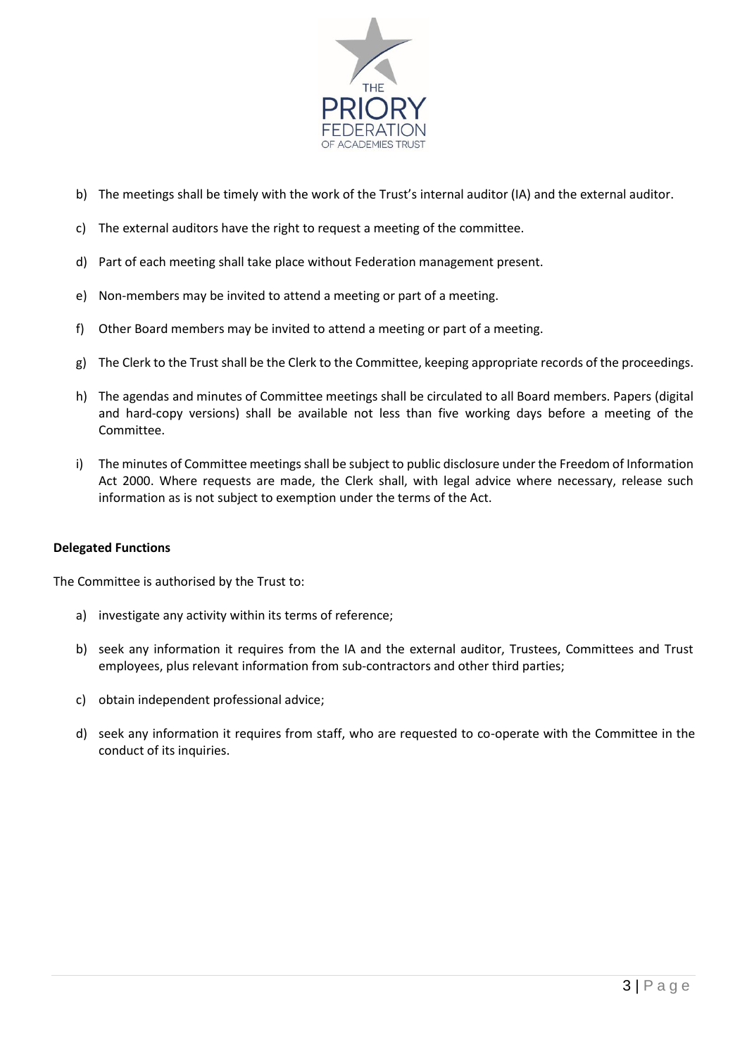b) The meetings shall be timely with the work of the Trust's internal auditor (IA) and the external auditor.

c) The external auditors have the right to request a meeting of the committee.

d) Part of each meeting shall take place without Federation management present.

e) Non-members may be invited to attend a meeting or part of a meeting.

f) Other Board members may be invited to attend a meeting or part of a meeting.

g) The Clerk to the Trust shall be the Clerk to the Committee, keeping appropriate records of the proceedings.

h) The agendas and minutes of Committee meetings shall be circulated to all Board members. Papers (digital and hard-copy versions) shall be available not less than five working days before a meeting of the Committee.

i) The minutes of Committee meetings shall be subject to public disclosure under the Freedom of Information Act 2000. Where requests are made, the Clerk shall, with legal advice where necessary, release such information as is not subject to exemption under the terms of the Act.

**Delegated Functions**

The Committee is authorised by the Trust to:

a) investigate any activity within its terms of reference;

b) seek any information it requires from the IA and the external auditor, Trustees, Committees and Trust employees, plus relevant information from sub-contractors and other third parties;

c) obtain independent professional advice;

d) seek any information it requires from staff, who are requested to co-operate with the Committee in the conduct of its inquiries.